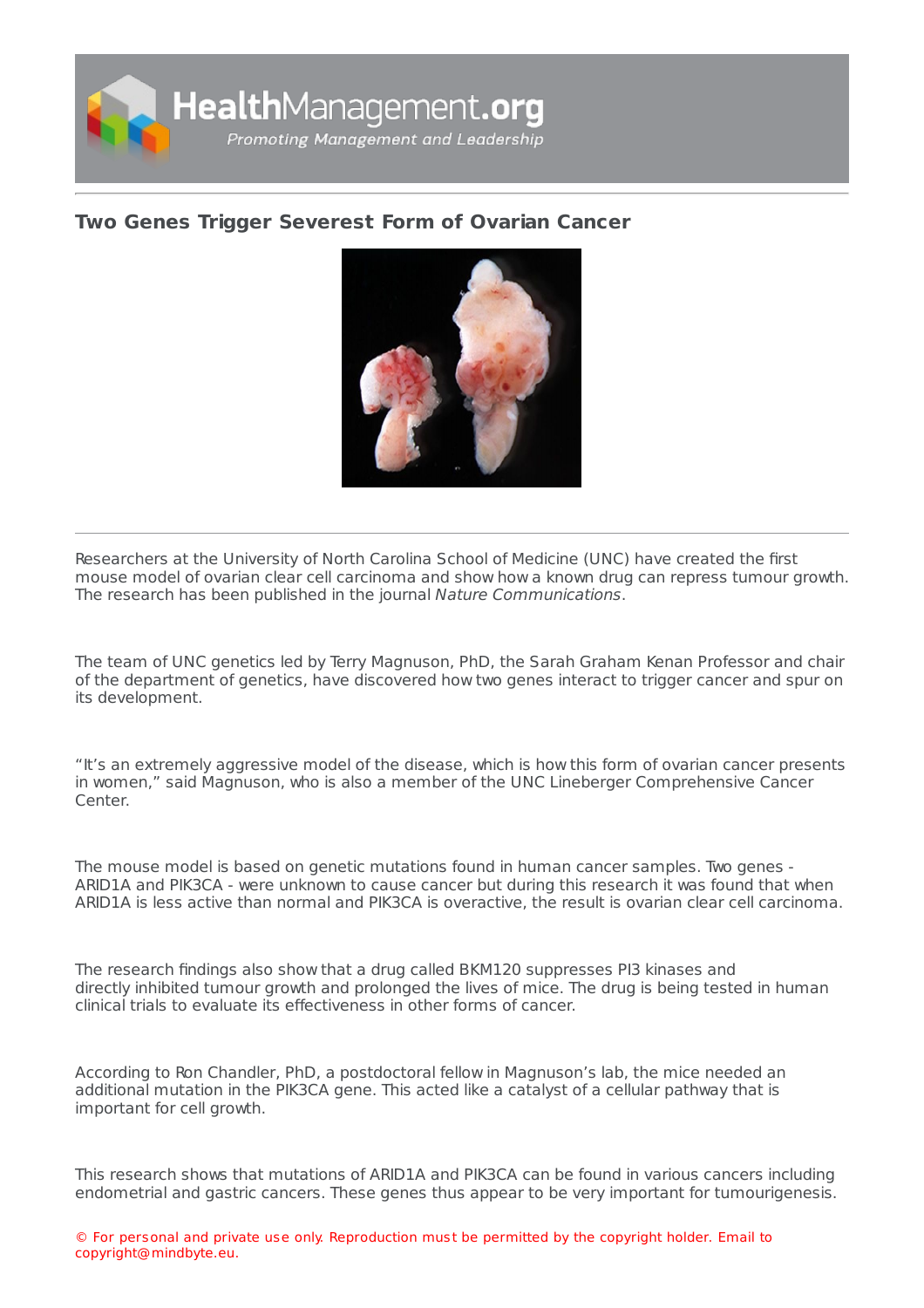# Two Genes Trigger Severest Form of Ovarian Cancer

Researchers at the University of North Carolina School of Medicine (UNC) have created the first mouse model of ovarian clear cell carcinoma and show how a known drug can repress tumour growth. The research has been published in the journal *Nature Communications*.

The team of UNC genetics led by Terry Magnuson, PhD, the Sarah Graham Kenan Professor and chair of the department of genetics, have discovered how two genes interact to trigger cancer and spur on its development.

"It's an extremely aggressive model of the disease, which is how this form of ovarian cancer presents in women," said Magnuson, who is also a member of the UNC Lineberger Comprehensive Cancer Center.

The mouse model is based on genetic mutations found in human cancer samples. Two genes - ARID1A and PIK3CA - were unknown to cause cancer but during this research it was found that when ARID1A is less active than normal and PIK3CA is overactive, the result is ovarian clear cell carcinoma.

The research findings also show that a drug called BKM120 suppresses PI3 kinases and directly inhibited tumour growth and prolonged the lives of mice. The drug is being tested in human clinical trials to evaluate its effectiveness in other forms of cancer.

According to Ron Chandler, PhD, a postdoctoral fellow in Magnuson's lab, the mice needed an additional mutation in the PIK3CA gene. This acted like a catalyst of a cellular pathway that is important for cell growth.

This research shows that mutations of ARID1A and PIK3CA can be found in various cancers including endometrial and gastric cancers. These genes thus appear to be very important for tumourigenesis.

© For personal and private use only. Reproduction must be permitted by the copyright holder. Email to copyright@mindbyte.eu.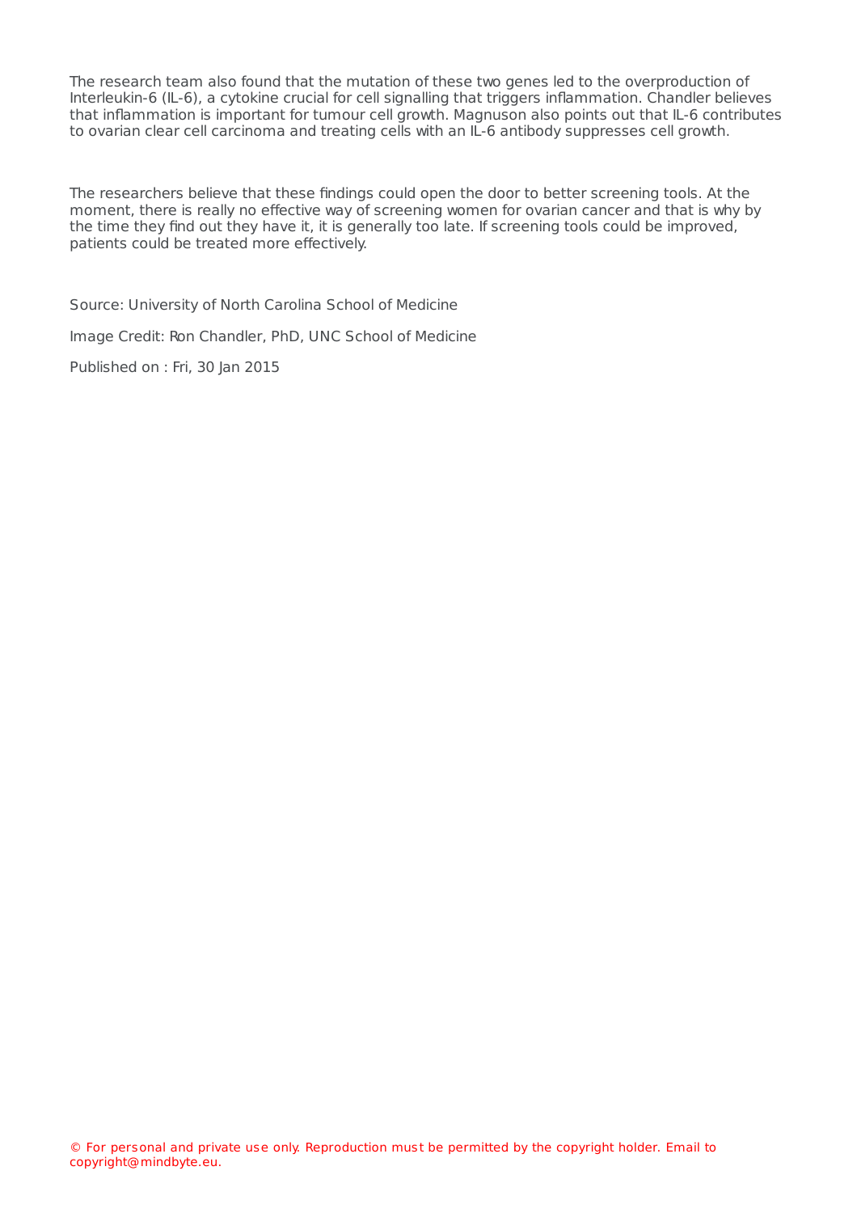The research team also found that the mutation of these two genes led to the overproduction of Interleukin-6 (IL-6), a cytokine crucial for cell signalling that triggers inflammation. Chandler believes that inflammation is important for tumour cell growth. Magnuson also points out that IL-6 contributes to ovarian clear cell carcinoma and treating cells with an IL-6 antibody suppresses cell growth.

The researchers believe that these findings could open the door to better screening tools. At the moment, there is really no effective way of screening women for ovarian cancer and that is why by the time they find out they have it, it is generally too late. If screening tools could be improved, patients could be treated more effectively.

Source: University of North Carolina School of Medicine

Image Credit: Ron Chandler, PhD, UNC School of Medicine

Published on : Fri, 30 Jan 2015

© For personal and private use only. Reproduction must be permitted by the copyright holder. Email to copyright@mindbyte.eu.